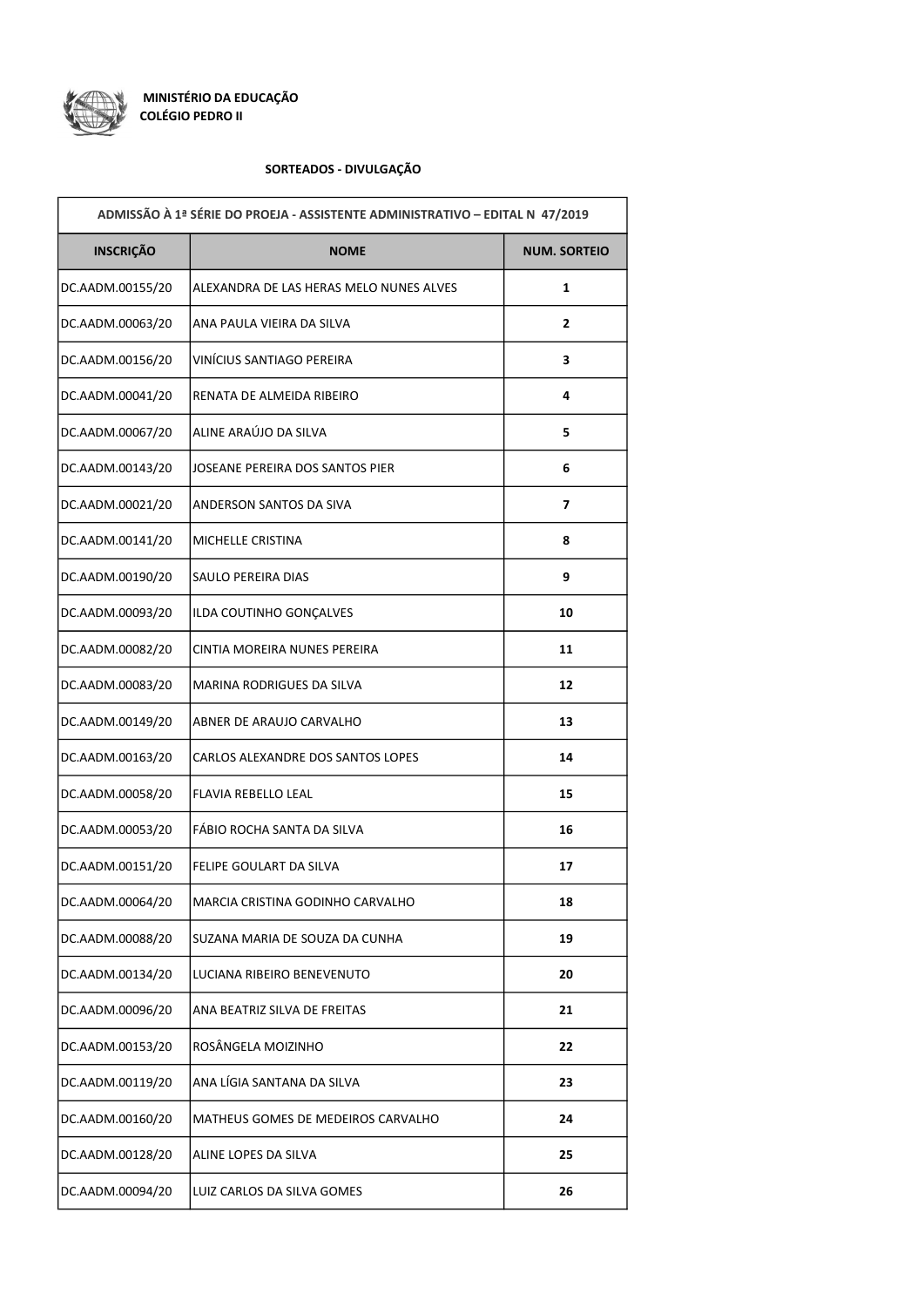**MINISTÉRIO DA EDUCAÇÃO**
**COLÉGIO PEDRO II**

**SORTEADOS - DIVULGAÇÃO**

| ADMISSÃO À 1ª SÉRIE DO PROEJA - ASSISTENTE ADMINISTRATIVO – EDITAL N 47/2019 | | |
|---|---|---|
| **INSCRIÇÃO** | **NOME** | **NUM. SORTEIO** |
| DC.AADM.00155/20 | ALEXANDRA DE LAS HERAS MELO NUNES ALVES | **1** |
| DC.AADM.00063/20 | ANA PAULA VIEIRA DA SILVA | **2** |
| DC.AADM.00156/20 | VINÍCIUS SANTIAGO PEREIRA | **3** |
| DC.AADM.00041/20 | RENATA DE ALMEIDA RIBEIRO | **4** |
| DC.AADM.00067/20 | ALINE ARAÚJO DA SILVA | **5** |
| DC.AADM.00143/20 | JOSEANE PEREIRA DOS SANTOS PIER | **6** |
| DC.AADM.00021/20 | ANDERSON SANTOS DA SIVA | **7** |
| DC.AADM.00141/20 | MICHELLE CRISTINA | **8** |
| DC.AADM.00190/20 | SAULO PEREIRA DIAS | **9** |
| DC.AADM.00093/20 | ILDA COUTINHO GONÇALVES | **10** |
| DC.AADM.00082/20 | CINTIA MOREIRA NUNES PEREIRA | **11** |
| DC.AADM.00083/20 | MARINA RODRIGUES DA SILVA | **12** |
| DC.AADM.00149/20 | ABNER DE ARAUJO CARVALHO | **13** |
| DC.AADM.00163/20 | CARLOS ALEXANDRE DOS SANTOS LOPES | **14** |
| DC.AADM.00058/20 | FLAVIA REBELLO LEAL | **15** |
| DC.AADM.00053/20 | FÁBIO ROCHA SANTA DA SILVA | **16** |
| DC.AADM.00151/20 | FELIPE GOULART DA SILVA | **17** |
| DC.AADM.00064/20 | MARCIA CRISTINA GODINHO CARVALHO | **18** |
| DC.AADM.00088/20 | SUZANA MARIA DE SOUZA DA CUNHA | **19** |
| DC.AADM.00134/20 | LUCIANA RIBEIRO BENEVENUTO | **20** |
| DC.AADM.00096/20 | ANA BEATRIZ SILVA DE FREITAS | **21** |
| DC.AADM.00153/20 | ROSÂNGELA MOIZINHO | **22** |
| DC.AADM.00119/20 | ANA LÍGIA SANTANA DA SILVA | **23** |
| DC.AADM.00160/20 | MATHEUS GOMES DE MEDEIROS CARVALHO | **24** |
| DC.AADM.00128/20 | ALINE LOPES DA SILVA | **25** |
| DC.AADM.00094/20 | LUIZ CARLOS DA SILVA GOMES | **26** |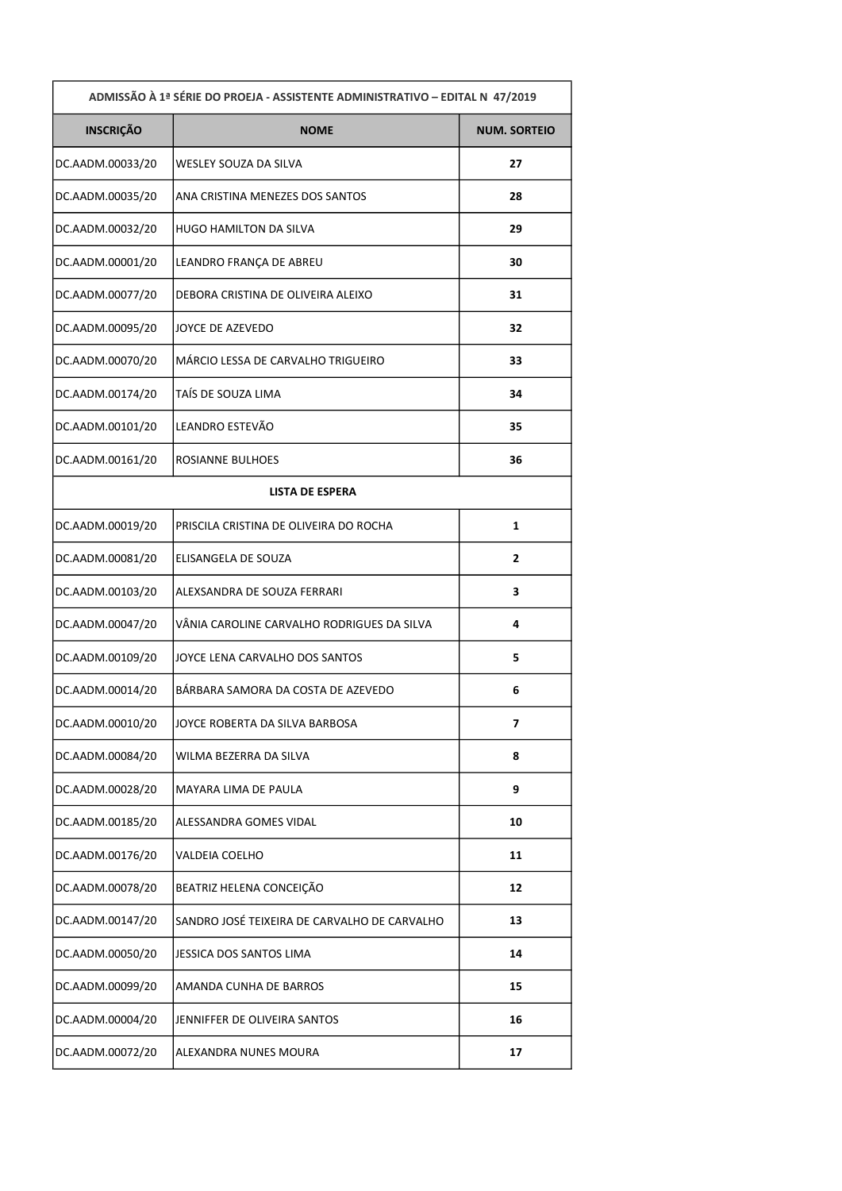| ADMISSÃO À 1ª SÉRIE DO PROEJA - ASSISTENTE ADMINISTRATIVO – EDITAL N 47/2019 | | |
|---|---|---|
| **INSCRIÇÃO** | **NOME** | **NUM. SORTEIO** |
| DC.AADM.00033/20 | WESLEY SOUZA DA SILVA | **27** |
| DC.AADM.00035/20 | ANA CRISTINA MENEZES DOS SANTOS | **28** |
| DC.AADM.00032/20 | HUGO HAMILTON DA SILVA | **29** |
| DC.AADM.00001/20 | LEANDRO FRANÇA DE ABREU | **30** |
| DC.AADM.00077/20 | DEBORA CRISTINA DE OLIVEIRA ALEIXO | **31** |
| DC.AADM.00095/20 | JOYCE DE AZEVEDO | **32** |
| DC.AADM.00070/20 | MÁRCIO LESSA DE CARVALHO TRIGUEIRO | **33** |
| DC.AADM.00174/20 | TAÍS DE SOUZA LIMA | **34** |
| DC.AADM.00101/20 | LEANDRO ESTEVÃO | **35** |
| DC.AADM.00161/20 | ROSIANNE BULHOES | **36** |
| **LISTA DE ESPERA** | | |
| DC.AADM.00019/20 | PRISCILA CRISTINA DE OLIVEIRA DO ROCHA | **1** |
| DC.AADM.00081/20 | ELISANGELA DE SOUZA | **2** |
| DC.AADM.00103/20 | ALEXSANDRA DE SOUZA FERRARI | **3** |
| DC.AADM.00047/20 | VÂNIA CAROLINE CARVALHO RODRIGUES DA SILVA | **4** |
| DC.AADM.00109/20 | JOYCE LENA CARVALHO DOS SANTOS | **5** |
| DC.AADM.00014/20 | BÁRBARA SAMORA DA COSTA DE AZEVEDO | **6** |
| DC.AADM.00010/20 | JOYCE ROBERTA DA SILVA BARBOSA | **7** |
| DC.AADM.00084/20 | WILMA BEZERRA DA SILVA | **8** |
| DC.AADM.00028/20 | MAYARA LIMA DE PAULA | **9** |
| DC.AADM.00185/20 | ALESSANDRA GOMES VIDAL | **10** |
| DC.AADM.00176/20 | VALDEIA COELHO | **11** |
| DC.AADM.00078/20 | BEATRIZ HELENA CONCEIÇÃO | **12** |
| DC.AADM.00147/20 | SANDRO JOSÉ TEIXEIRA DE CARVALHO DE CARVALHO | **13** |
| DC.AADM.00050/20 | JESSICA DOS SANTOS LIMA | **14** |
| DC.AADM.00099/20 | AMANDA CUNHA DE BARROS | **15** |
| DC.AADM.00004/20 | JENNIFFER DE OLIVEIRA SANTOS | **16** |
| DC.AADM.00072/20 | ALEXANDRA NUNES MOURA | **17** |